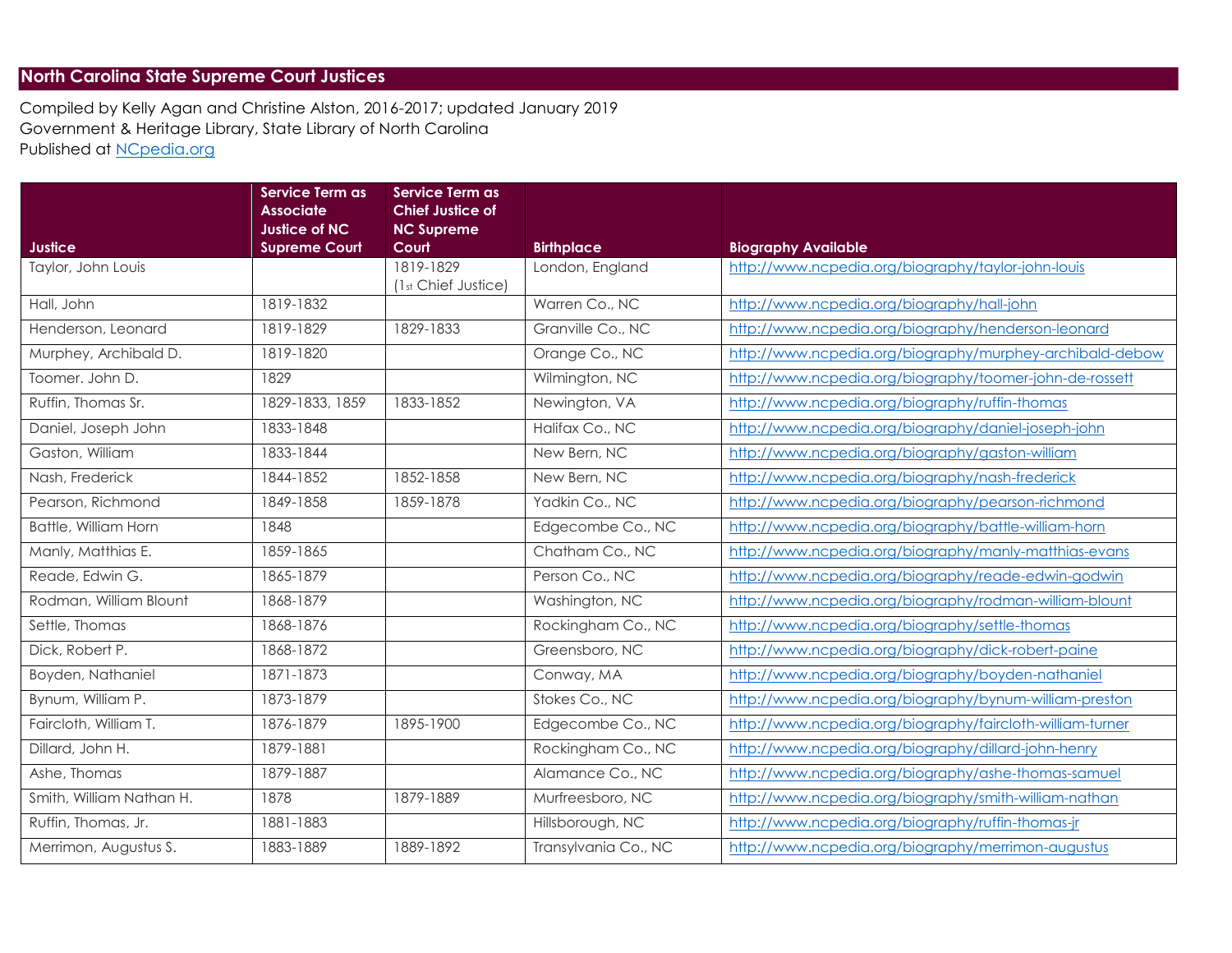## North Carolina State Supreme Court Justices

Compiled by Kelly Agan and Christine Alston, 2016-2017; updated January 2019
Government & Heritage Library, State Library of North Carolina
Published at [NCpedia.org](http://www.ncpedia.org)

| Justice | Service Term as Associate Justice of NC Supreme Court | Service Term as Chief Justice of NC Supreme Court | Birthplace | Biography Available |
|---|---|---|---|---|
| Taylor, John Louis | | 1819-1829 (1st Chief Justice) | London, England | http://www.ncpedia.org/biography/taylor-john-louis |
| Hall, John | 1819-1832 | | Warren Co., NC | http://www.ncpedia.org/biography/hall-john |
| Henderson, Leonard | 1819-1829 | 1829-1833 | Granville Co., NC | http://www.ncpedia.org/biography/henderson-leonard |
| Murphey, Archibald D. | 1819-1820 | | Orange Co., NC | http://www.ncpedia.org/biography/murphey-archibald-debow |
| Toomer. John D. | 1829 | | Wilmington, NC | http://www.ncpedia.org/biography/toomer-john-de-rossett |
| Ruffin, Thomas Sr. | 1829-1833, 1859 | 1833-1852 | Newington, VA | http://www.ncpedia.org/biography/ruffin-thomas |
| Daniel, Joseph John | 1833-1848 | | Halifax Co., NC | http://www.ncpedia.org/biography/daniel-joseph-john |
| Gaston, William | 1833-1844 | | New Bern, NC | http://www.ncpedia.org/biography/gaston-william |
| Nash, Frederick | 1844-1852 | 1852-1858 | New Bern, NC | http://www.ncpedia.org/biography/nash-frederick |
| Pearson, Richmond | 1849-1858 | 1859-1878 | Yadkin Co., NC | http://www.ncpedia.org/biography/pearson-richmond |
| Battle, William Horn | 1848 | | Edgecombe Co., NC | http://www.ncpedia.org/biography/battle-william-horn |
| Manly, Matthias E. | 1859-1865 | | Chatham Co., NC | http://www.ncpedia.org/biography/manly-matthias-evans |
| Reade, Edwin G. | 1865-1879 | | Person Co., NC | http://www.ncpedia.org/biography/reade-edwin-godwin |
| Rodman, William Blount | 1868-1879 | | Washington, NC | http://www.ncpedia.org/biography/rodman-william-blount |
| Settle, Thomas | 1868-1876 | | Rockingham Co., NC | http://www.ncpedia.org/biography/settle-thomas |
| Dick, Robert P. | 1868-1872 | | Greensboro, NC | http://www.ncpedia.org/biography/dick-robert-paine |
| Boyden, Nathaniel | 1871-1873 | | Conway, MA | http://www.ncpedia.org/biography/boyden-nathaniel |
| Bynum, William P. | 1873-1879 | | Stokes Co., NC | http://www.ncpedia.org/biography/bynum-william-preston |
| Faircloth, William T. | 1876-1879 | 1895-1900 | Edgecombe Co., NC | http://www.ncpedia.org/biography/faircloth-william-turner |
| Dillard, John H. | 1879-1881 | | Rockingham Co., NC | http://www.ncpedia.org/biography/dillard-john-henry |
| Ashe, Thomas | 1879-1887 | | Alamance Co., NC | http://www.ncpedia.org/biography/ashe-thomas-samuel |
| Smith, William Nathan H. | 1878 | 1879-1889 | Murfreesboro, NC | http://www.ncpedia.org/biography/smith-william-nathan |
| Ruffin, Thomas, Jr. | 1881-1883 | | Hillsborough, NC | http://www.ncpedia.org/biography/ruffin-thomas-jr |
| Merrimon, Augustus S. | 1883-1889 | 1889-1892 | Transylvania Co., NC | http://www.ncpedia.org/biography/merrimon-augustus |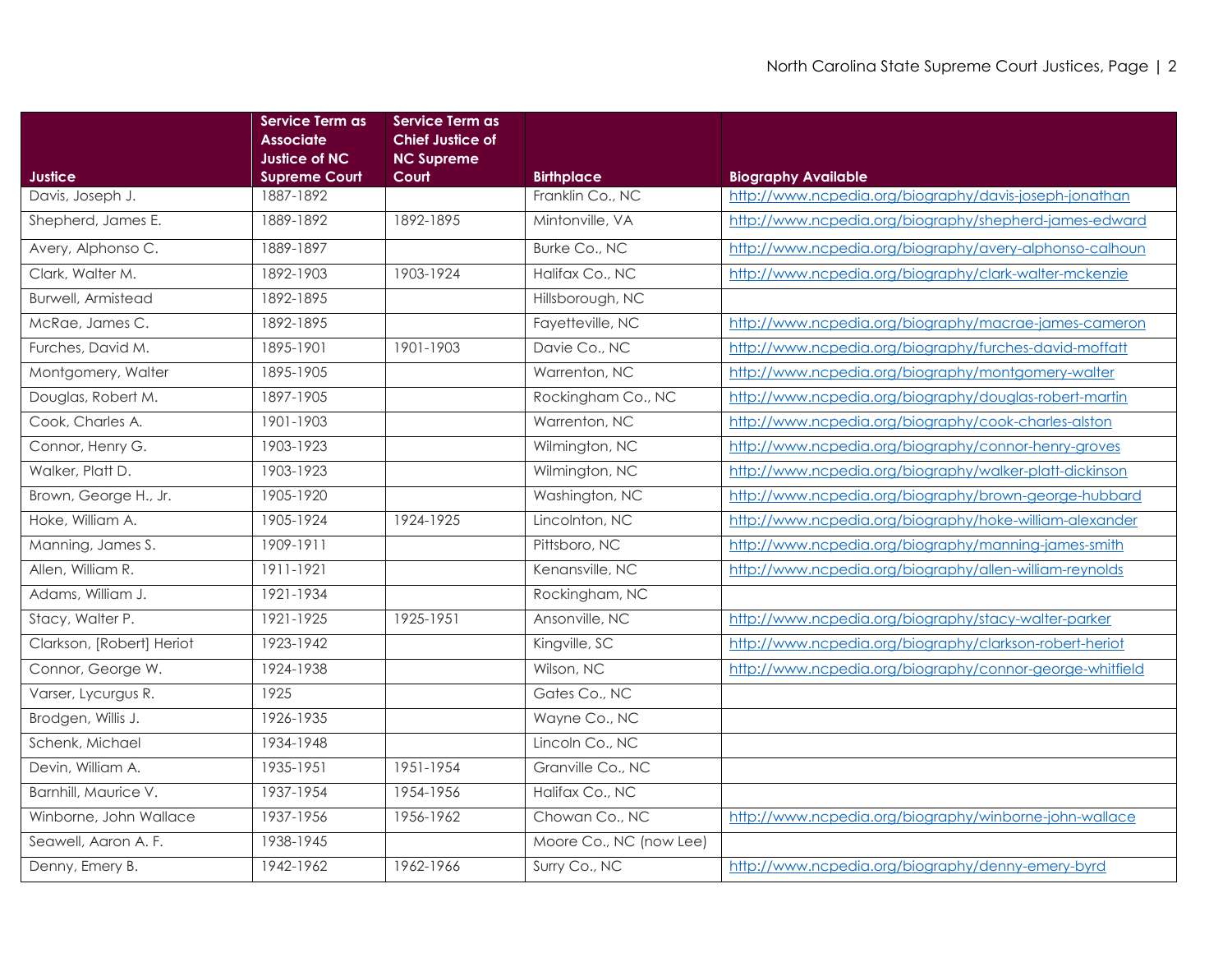| Justice | Service Term as Associate Justice of NC Supreme Court | Service Term as Chief Justice of NC Supreme Court | Birthplace | Biography Available |
|---|---|---|---|---|
| Davis, Joseph J. | 1887-1892 | | Franklin Co., NC | http://www.ncpedia.org/biography/davis-joseph-jonathan |
| Shepherd, James E. | 1889-1892 | 1892-1895 | Mintonville, VA | http://www.ncpedia.org/biography/shepherd-james-edward |
| Avery, Alphonso C. | 1889-1897 | | Burke Co., NC | http://www.ncpedia.org/biography/avery-alphonso-calhoun |
| Clark, Walter M. | 1892-1903 | 1903-1924 | Halifax Co., NC | http://www.ncpedia.org/biography/clark-walter-mckenzie |
| Burwell, Armistead | 1892-1895 | | Hillsborough, NC | |
| McRae, James C. | 1892-1895 | | Fayetteville, NC | http://www.ncpedia.org/biography/macrae-james-cameron |
| Furches, David M. | 1895-1901 | 1901-1903 | Davie Co., NC | http://www.ncpedia.org/biography/furches-david-moffatt |
| Montgomery, Walter | 1895-1905 | | Warrenton, NC | http://www.ncpedia.org/biography/montgomery-walter |
| Douglas, Robert M. | 1897-1905 | | Rockingham Co., NC | http://www.ncpedia.org/biography/douglas-robert-martin |
| Cook, Charles A. | 1901-1903 | | Warrenton, NC | http://www.ncpedia.org/biography/cook-charles-alston |
| Connor, Henry G. | 1903-1923 | | Wilmington, NC | http://www.ncpedia.org/biography/connor-henry-groves |
| Walker, Platt D. | 1903-1923 | | Wilmington, NC | http://www.ncpedia.org/biography/walker-platt-dickinson |
| Brown, George H., Jr. | 1905-1920 | | Washington, NC | http://www.ncpedia.org/biography/brown-george-hubbard |
| Hoke, William A. | 1905-1924 | 1924-1925 | Lincolnton, NC | http://www.ncpedia.org/biography/hoke-william-alexander |
| Manning, James S. | 1909-1911 | | Pittsboro, NC | http://www.ncpedia.org/biography/manning-james-smith |
| Allen, William R. | 1911-1921 | | Kenansville, NC | http://www.ncpedia.org/biography/allen-william-reynolds |
| Adams, William J. | 1921-1934 | | Rockingham, NC | |
| Stacy, Walter P. | 1921-1925 | 1925-1951 | Ansonville, NC | http://www.ncpedia.org/biography/stacy-walter-parker |
| Clarkson, [Robert] Heriot | 1923-1942 | | Kingville, SC | http://www.ncpedia.org/biography/clarkson-robert-heriot |
| Connor, George W. | 1924-1938 | | Wilson, NC | http://www.ncpedia.org/biography/connor-george-whitfield |
| Varser, Lycurgus R. | 1925 | | Gates Co., NC | |
| Brodgen, Willis J. | 1926-1935 | | Wayne Co., NC | |
| Schenk, Michael | 1934-1948 | | Lincoln Co., NC | |
| Devin, William A. | 1935-1951 | 1951-1954 | Granville Co., NC | |
| Barnhill, Maurice V. | 1937-1954 | 1954-1956 | Halifax Co., NC | |
| Winborne, John Wallace | 1937-1956 | 1956-1962 | Chowan Co., NC | http://www.ncpedia.org/biography/winborne-john-wallace |
| Seawell, Aaron A. F. | 1938-1945 | | Moore Co., NC (now Lee) | |
| Denny, Emery B. | 1942-1962 | 1962-1966 | Surry Co., NC | http://www.ncpedia.org/biography/denny-emery-byrd |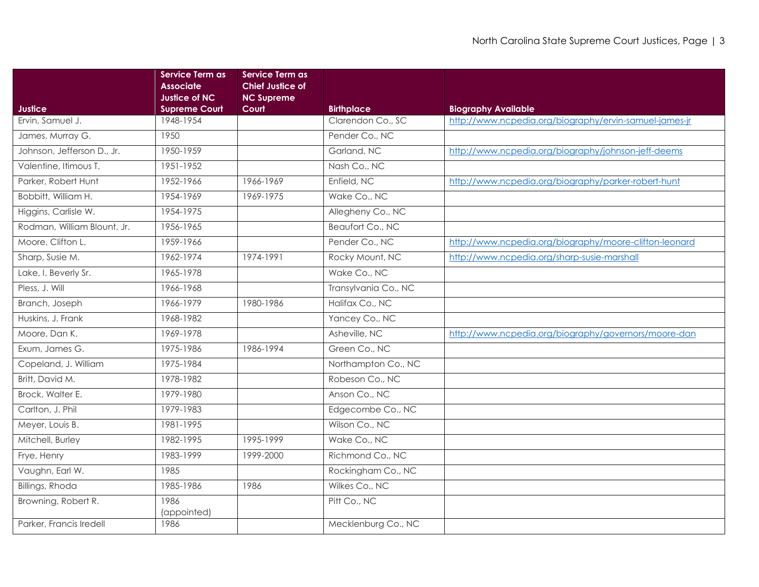| Justice | Service Term as Associate Justice of NC Supreme Court | Service Term as Chief Justice of NC Supreme Court | Birthplace | Biography Available |
|---|---|---|---|---|
| Ervin, Samuel J. | 1948-1954 | | Clarendon Co., SC | http://www.ncpedia.org/biography/ervin-samuel-james-jr |
| James, Murray G. | 1950 | | Pender Co., NC | |
| Johnson, Jefferson D., Jr. | 1950-1959 | | Garland, NC | http://www.ncpedia.org/biography/johnson-jeff-deems |
| Valentine, Itimous T. | 1951-1952 | | Nash Co., NC | |
| Parker, Robert Hunt | 1952-1966 | 1966-1969 | Enfield, NC | http://www.ncpedia.org/biography/parker-robert-hunt |
| Bobbitt, William H. | 1954-1969 | 1969-1975 | Wake Co., NC | |
| Higgins, Carlisle W. | 1954-1975 | | Allegheny Co., NC | |
| Rodman, William Blount, Jr. | 1956-1965 | | Beaufort Co., NC | |
| Moore, Clifton L. | 1959-1966 | | Pender Co., NC | http://www.ncpedia.org/biography/moore-clifton-leonard |
| Sharp, Susie M. | 1962-1974 | 1974-1991 | Rocky Mount, NC | http://www.ncpedia.org/sharp-susie-marshall |
| Lake, I. Beverly Sr. | 1965-1978 | | Wake Co., NC | |
| Pless, J. Will | 1966-1968 | | Transylvania Co., NC | |
| Branch, Joseph | 1966-1979 | 1980-1986 | Halifax Co., NC | |
| Huskins, J. Frank | 1968-1982 | | Yancey Co., NC | |
| Moore, Dan K. | 1969-1978 | | Asheville, NC | http://www.ncpedia.org/biography/governors/moore-dan |
| Exum, James G. | 1975-1986 | 1986-1994 | Green Co., NC | |
| Copeland, J. William | 1975-1984 | | Northampton Co., NC | |
| Britt, David M. | 1978-1982 | | Robeson Co., NC | |
| Brock, Walter E. | 1979-1980 | | Anson Co., NC | |
| Carlton, J. Phil | 1979-1983 | | Edgecombe Co., NC | |
| Meyer, Louis B. | 1981-1995 | | Wilson Co., NC | |
| Mitchell, Burley | 1982-1995 | 1995-1999 | Wake Co., NC | |
| Frye, Henry | 1983-1999 | 1999-2000 | Richmond Co., NC | |
| Vaughn, Earl W. | 1985 | | Rockingham Co., NC | |
| Billings, Rhoda | 1985-1986 | 1986 | Wilkes Co., NC | |
| Browning, Robert R. | 1986 (appointed) | | Pitt Co., NC | |
| Parker, Francis Iredell | 1986 | | Mecklenburg Co., NC | |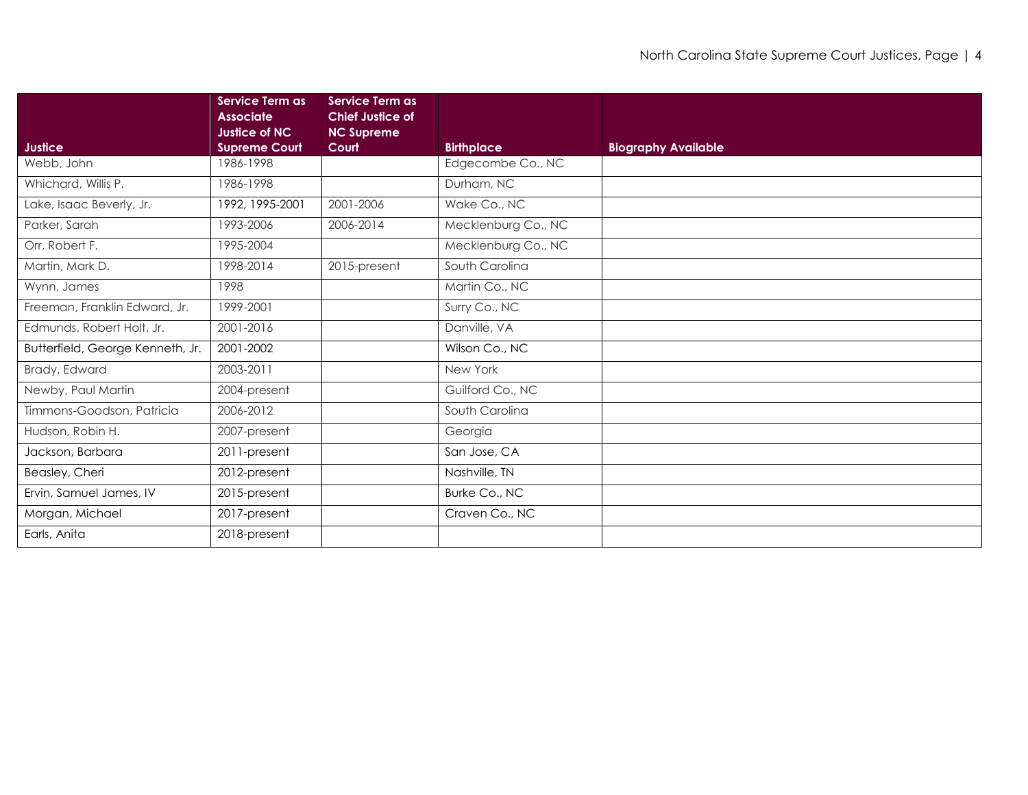| Justice | Service Term as Associate Justice of NC Supreme Court | Service Term as Chief Justice of NC Supreme Court | Birthplace | Biography Available |
|---|---|---|---|---|
| Webb, John | 1986-1998 | | Edgecombe Co., NC | |
| Whichard, Willis P. | 1986-1998 | | Durham, NC | |
| Lake, Isaac Beverly, Jr. | 1992, 1995-2001 | 2001-2006 | Wake Co., NC | |
| Parker, Sarah | 1993-2006 | 2006-2014 | Mecklenburg Co., NC | |
| Orr, Robert F. | 1995-2004 | | Mecklenburg Co., NC | |
| Martin, Mark D. | 1998-2014 | 2015-present | South Carolina | |
| Wynn, James | 1998 | | Martin Co., NC | |
| Freeman, Franklin Edward, Jr. | 1999-2001 | | Surry Co., NC | |
| Edmunds, Robert Holt, Jr. | 2001-2016 | | Danville, VA | |
| Butterfield, George Kenneth, Jr. | 2001-2002 | | Wilson Co., NC | |
| Brady, Edward | 2003-2011 | | New York | |
| Newby, Paul Martin | 2004-present | | Guilford Co., NC | |
| Timmons-Goodson, Patricia | 2006-2012 | | South Carolina | |
| Hudson, Robin H. | 2007-present | | Georgia | |
| Jackson, Barbara | 2011-present | | San Jose, CA | |
| Beasley, Cheri | 2012-present | | Nashville, TN | |
| Ervin, Samuel James, IV | 2015-present | | Burke Co., NC | |
| Morgan, Michael | 2017-present | | Craven Co., NC | |
| Earls, Anita | 2018-present | | | |